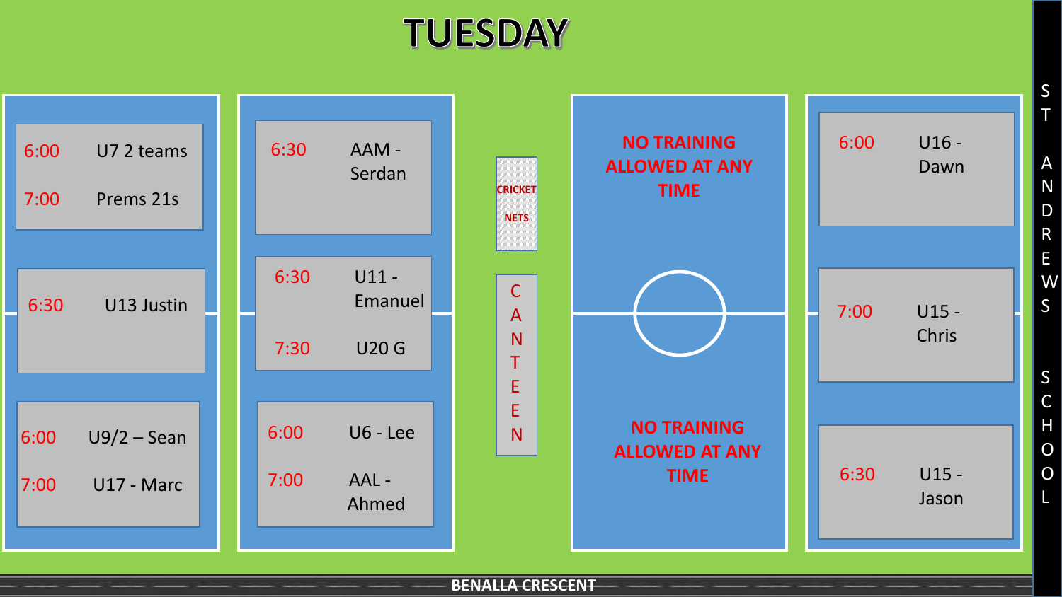# TUESDAY

**Field 1**

| Time | Team |
| --- | --- |
| 6:00 | U7 2 teams |
| 7:00 | Prems 21s |
| 6:30 | U13 Justin |
| 6:00 | U9/2 – Sean |
| 7:00 | U17 - Marc |

**Field 2**

| Time | Team |
| --- | --- |
| 6:30 | AAM - Serdan |
| 6:30 | U11 - Emanuel |
| 7:30 | U20 G |
| 6:00 | U6 - Lee |
| 7:00 | AAL - Ahmed |

CRICKET NETS

CANTEEN

**Field 3**

NO TRAINING ALLOWED AT ANY TIME

NO TRAINING ALLOWED AT ANY TIME

**Field 4**

| Time | Team |
| --- | --- |
| 6:00 | U16 - Dawn |
| 7:00 | U15 - Chris |
| 6:30 | U15 - Jason |

ST ANDREWS SCHOOL

BENALLA CRESCENT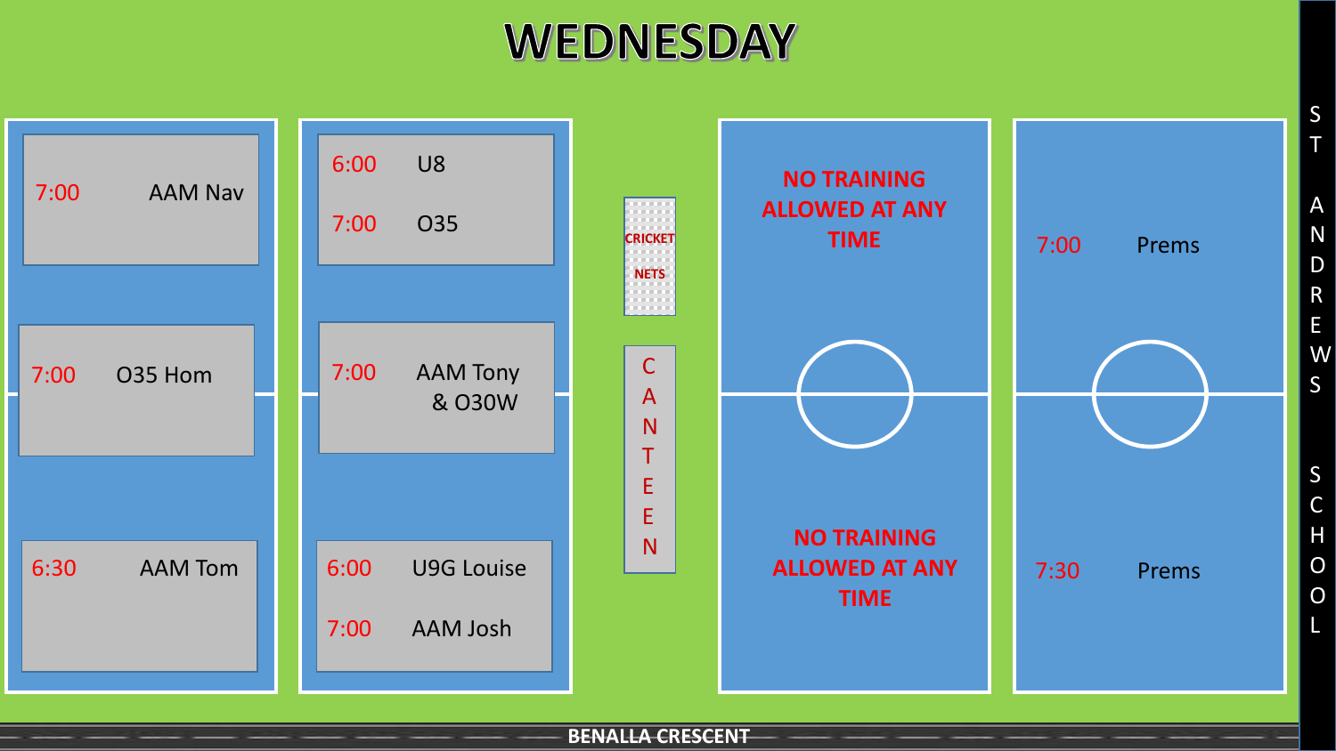# WEDNESDAY

**Field 1**

- 7:00 AAM Nav
- 7:00 O35 Hom
- 6:30 AAM Tom

**Field 2**

- 6:00 U8
- 7:00 O35
- 7:00 AAM Tony & O30W
- 6:00 U9G Louise
- 7:00 AAM Josh

CRICKET NETS

CANTEEN

**Field 3**

NO TRAINING ALLOWED AT ANY TIME

NO TRAINING ALLOWED AT ANY TIME

**Field 4**

- 7:00 Prems
- 7:30 Prems

ST ANDREWS SCHOOL

BENALLA CRESCENT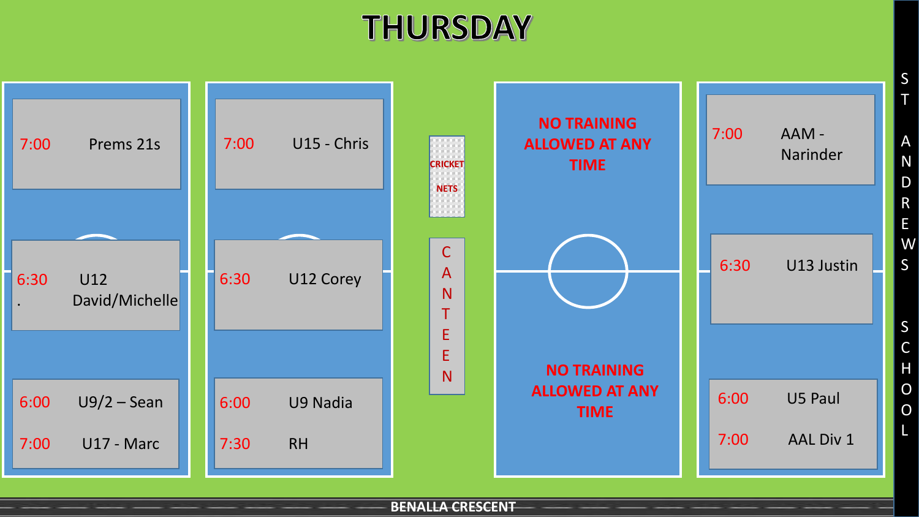# THURSDAY

7:00 Prems 21s

6:30 U12 David/Michelle

6:00 U9/2 – Sean

7:00 U17 - Marc

7:00 U15 - Chris

6:30 U12 Corey

6:00 U9 Nadia

7:30 RH

CRICKET NETS

CANTEEN

NO TRAINING ALLOWED AT ANY TIME

NO TRAINING ALLOWED AT ANY TIME

7:00 AAM - Narinder

6:30 U13 Justin

6:00 U5 Paul

7:00 AAL Div 1

ST ANDREWS SCHOOL

BENALLA CRESCENT